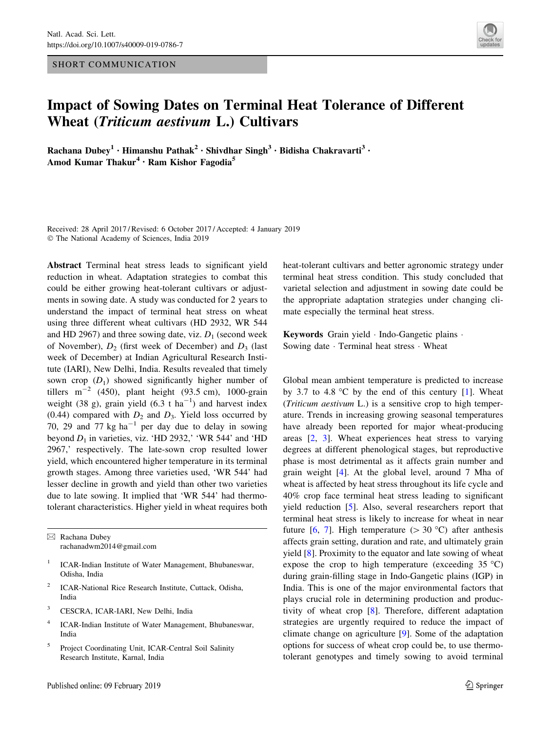SHORT COMMUNICATION

# Impact of Sowing Dates on Terminal Heat Tolerance of Different Wheat (*Triticum aestivum* L.) Cultivars

**Rachana Dubey[1] · Himanshu Pathak[2] · Shivdhar Singh[3] · Bidisha Chakravarti[3] · Amod Kumar Thakur[4] · Ram Kishor Fagodia[5]**

Received: 28 April 2017 / Revised: 6 October 2017 / Accepted: 4 January 2019
© The National Academy of Sciences, India 2019

**Abstract** Terminal heat stress leads to significant yield reduction in wheat. Adaptation strategies to combat this could be either growing heat-tolerant cultivars or adjustments in sowing date. A study was conducted for 2 years to understand the impact of terminal heat stress on wheat using three different wheat cultivars (HD 2932, WR 544 and HD 2967) and three sowing date, viz. $D_1$ (second week of November), $D_2$ (first week of December) and $D_3$ (last week of December) at Indian Agricultural Research Institute (IARI), New Delhi, India. Results revealed that timely sown crop ($D_1$) showed significantly higher number of tillers $m^{-2}$ (450), plant height (93.5 cm), 1000-grain weight (38 g), grain yield (6.3 t $ha^{-1}$) and harvest index (0.44) compared with $D_2$ and $D_3$. Yield loss occurred by 70, 29 and 77 kg $ha^{-1}$ per day due to delay in sowing beyond $D_1$ in varieties, viz. 'HD 2932,' 'WR 544' and 'HD 2967,' respectively. The late-sown crop resulted lower yield, which encountered higher temperature in its terminal growth stages. Among three varieties used, 'WR 544' had lesser decline in growth and yield than other two varieties due to late sowing. It implied that 'WR 544' had thermo-tolerant characteristics. Higher yield in wheat requires both heat-tolerant cultivars and better agronomic strategy under terminal heat stress condition. This study concluded that varietal selection and adjustment in sowing date could be the appropriate adaptation strategies under changing climate especially the terminal heat stress.

**Keywords** Grain yield · Indo-Gangetic plains · Sowing date · Terminal heat stress · Wheat

Global mean ambient temperature is predicted to increase by 3.7 to 4.8 °C by the end of this century [1]. Wheat (*Triticum aestivum* L.) is a sensitive crop to high temperature. Trends in increasing growing seasonal temperatures have already been reported for major wheat-producing areas [2, 3]. Wheat experiences heat stress to varying degrees at different phenological stages, but reproductive phase is most detrimental as it affects grain number and grain weight [4]. At the global level, around 7 Mha of wheat is affected by heat stress throughout its life cycle and 40% crop face terminal heat stress leading to significant yield reduction [5]. Also, several researchers report that terminal heat stress is likely to increase for wheat in near future [6, 7]. High temperature (> 30 °C) after anthesis affects grain setting, duration and rate, and ultimately grain yield [8]. Proximity to the equator and late sowing of wheat expose the crop to high temperature (exceeding 35 °C) during grain-filling stage in Indo-Gangetic plains (IGP) in India. This is one of the major environmental factors that plays crucial role in determining production and productivity of wheat crop [8]. Therefore, different adaptation strategies are urgently required to reduce the impact of climate change on agriculture [9]. Some of the adaptation options for success of wheat crop could be, to use thermo-tolerant genotypes and timely sowing to avoid terminal

---

✉ Rachana Dubey
rachanadwm2014@gmail.com

[1] ICAR-Indian Institute of Water Management, Bhubaneswar, Odisha, India

[2] ICAR-National Rice Research Institute, Cuttack, Odisha, India

[3] CESCRA, ICAR-IARI, New Delhi, India

[4] ICAR-Indian Institute of Water Management, Bhubaneswar, India

[5] Project Coordinating Unit, ICAR-Central Soil Salinity Research Institute, Karnal, India

Published online: 09 February 2019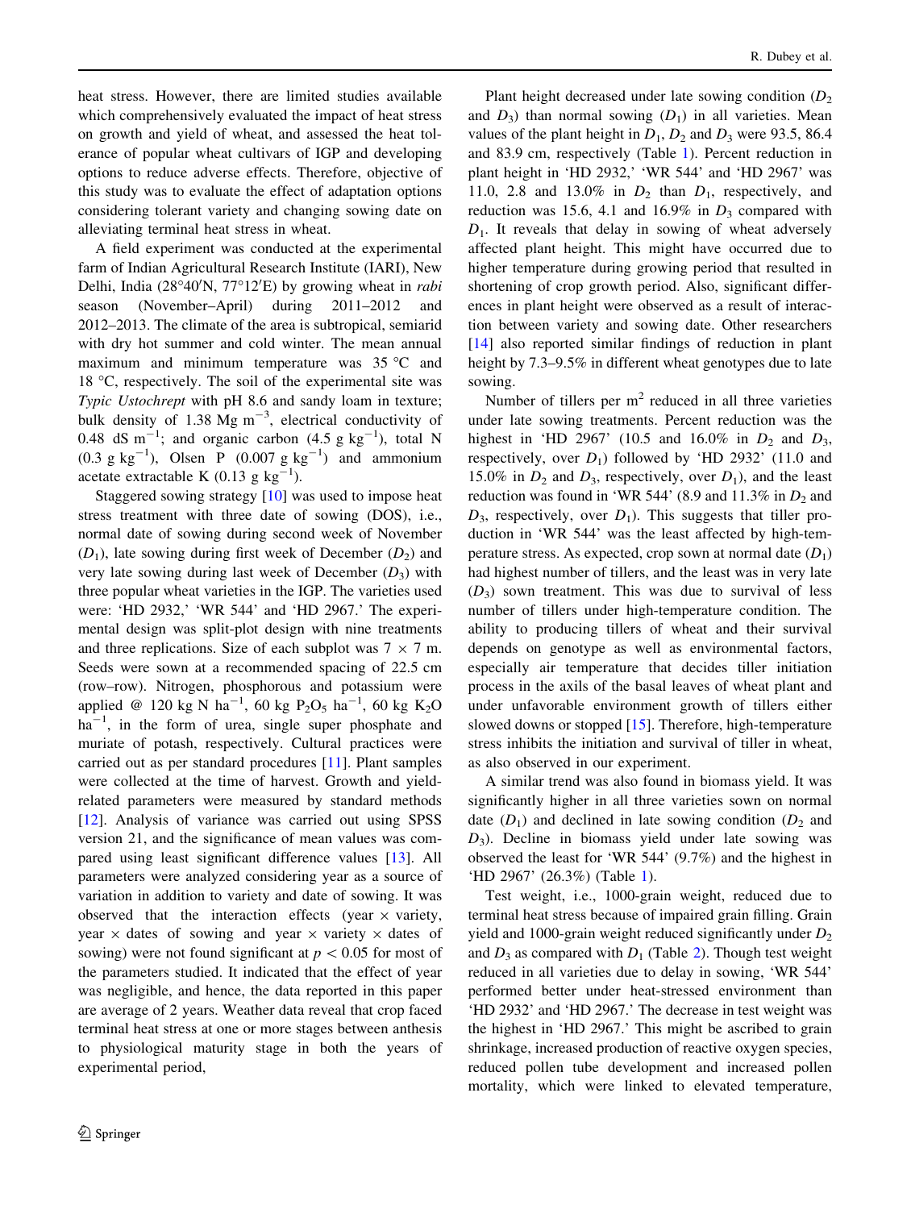heat stress. However, there are limited studies available which comprehensively evaluated the impact of heat stress on growth and yield of wheat, and assessed the heat tolerance of popular wheat cultivars of IGP and developing options to reduce adverse effects. Therefore, objective of this study was to evaluate the effect of adaptation options considering tolerant variety and changing sowing date on alleviating terminal heat stress in wheat.

A field experiment was conducted at the experimental farm of Indian Agricultural Research Institute (IARI), New Delhi, India (28°40′N, 77°12′E) by growing wheat in *rabi* season (November–April) during 2011–2012 and 2012–2013. The climate of the area is subtropical, semiarid with dry hot summer and cold winter. The mean annual maximum and minimum temperature was 35 °C and 18 °C, respectively. The soil of the experimental site was *Typic Ustochrept* with pH 8.6 and sandy loam in texture; bulk density of 1.38 Mg $m^{-3}$, electrical conductivity of 0.48 dS $m^{-1}$; and organic carbon (4.5 g $kg^{-1}$), total N (0.3 g $kg^{-1}$), Olsen P (0.007 g $kg^{-1}$) and ammonium acetate extractable K (0.13 g $kg^{-1}$).

Staggered sowing strategy [10] was used to impose heat stress treatment with three date of sowing (DOS), i.e., normal date of sowing during second week of November ($D_1$), late sowing during first week of December ($D_2$) and very late sowing during last week of December ($D_3$) with three popular wheat varieties in the IGP. The varieties used were: 'HD 2932,' 'WR 544' and 'HD 2967.' The experimental design was split-plot design with nine treatments and three replications. Size of each subplot was 7 × 7 m. Seeds were sown at a recommended spacing of 22.5 cm (row–row). Nitrogen, phosphorous and potassium were applied @ 120 kg N $ha^{-1}$, 60 kg $P_2O_5$ $ha^{-1}$, 60 kg $K_2O$ $ha^{-1}$, in the form of urea, single super phosphate and muriate of potash, respectively. Cultural practices were carried out as per standard procedures [11]. Plant samples were collected at the time of harvest. Growth and yield-related parameters were measured by standard methods [12]. Analysis of variance was carried out using SPSS version 21, and the significance of mean values was compared using least significant difference values [13]. All parameters were analyzed considering year as a source of variation in addition to variety and date of sowing. It was observed that the interaction effects (year × variety, year × dates of sowing and year × variety × dates of sowing) were not found significant at $p < 0.05$ for most of the parameters studied. It indicated that the effect of year was negligible, and hence, the data reported in this paper are average of 2 years. Weather data reveal that crop faced terminal heat stress at one or more stages between anthesis to physiological maturity stage in both the years of experimental period,

Plant height decreased under late sowing condition ($D_2$ and $D_3$) than normal sowing ($D_1$) in all varieties. Mean values of the plant height in $D_1$, $D_2$ and $D_3$ were 93.5, 86.4 and 83.9 cm, respectively (Table 1). Percent reduction in plant height in 'HD 2932,' 'WR 544' and 'HD 2967' was 11.0, 2.8 and 13.0% in $D_2$ than $D_1$, respectively, and reduction was 15.6, 4.1 and 16.9% in $D_3$ compared with $D_1$. It reveals that delay in sowing of wheat adversely affected plant height. This might have occurred due to higher temperature during growing period that resulted in shortening of crop growth period. Also, significant differences in plant height were observed as a result of interaction between variety and sowing date. Other researchers [14] also reported similar findings of reduction in plant height by 7.3–9.5% in different wheat genotypes due to late sowing.

Number of tillers per $m^2$ reduced in all three varieties under late sowing treatments. Percent reduction was the highest in 'HD 2967' (10.5 and 16.0% in $D_2$ and $D_3$, respectively, over $D_1$) followed by 'HD 2932' (11.0 and 15.0% in $D_2$ and $D_3$, respectively, over $D_1$), and the least reduction was found in 'WR 544' (8.9 and 11.3% in $D_2$ and $D_3$, respectively, over $D_1$). This suggests that tiller production in 'WR 544' was the least affected by high-temperature stress. As expected, crop sown at normal date ($D_1$) had highest number of tillers, and the least was in very late ($D_3$) sown treatment. This was due to survival of less number of tillers under high-temperature condition. The ability to producing tillers of wheat and their survival depends on genotype as well as environmental factors, especially air temperature that decides tiller initiation process in the axils of the basal leaves of wheat plant and under unfavorable environment growth of tillers either slowed downs or stopped [15]. Therefore, high-temperature stress inhibits the initiation and survival of tiller in wheat, as also observed in our experiment.

A similar trend was also found in biomass yield. It was significantly higher in all three varieties sown on normal date ($D_1$) and declined in late sowing condition ($D_2$ and $D_3$). Decline in biomass yield under late sowing was observed the least for 'WR 544' (9.7%) and the highest in 'HD 2967' (26.3%) (Table 1).

Test weight, i.e., 1000-grain weight, reduced due to terminal heat stress because of impaired grain filling. Grain yield and 1000-grain weight reduced significantly under $D_2$ and $D_3$ as compared with $D_1$ (Table 2). Though test weight reduced in all varieties due to delay in sowing, 'WR 544' performed better under heat-stressed environment than 'HD 2932' and 'HD 2967.' The decrease in test weight was the highest in 'HD 2967.' This might be ascribed to grain shrinkage, increased production of reactive oxygen species, reduced pollen tube development and increased pollen mortality, which were linked to elevated temperature,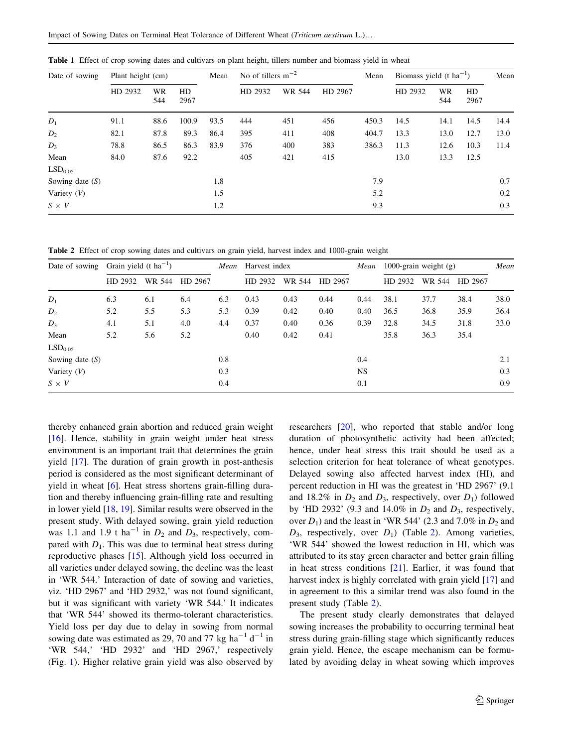**Table 1** Effect of crop sowing dates and cultivars on plant height, tillers number and biomass yield in wheat

| Date of sowing | Plant height (cm) | | | Mean | No of tillers $m^{-2}$ | | | Mean | Biomass yield (t $ha^{-1}$) | | | Mean |
|---|---|---|---|---|---|---|---|---|---|---|---|---|
| | HD 2932 | WR 544 | HD 2967 | | HD 2932 | WR 544 | HD 2967 | | HD 2932 | WR 544 | HD 2967 | |
| $D_1$ | 91.1 | 88.6 | 100.9 | 93.5 | 444 | 451 | 456 | 450.3 | 14.5 | 14.1 | 14.5 | 14.4 |
| $D_2$ | 82.1 | 87.8 | 89.3 | 86.4 | 395 | 411 | 408 | 404.7 | 13.3 | 13.0 | 12.7 | 13.0 |
| $D_3$ | 78.8 | 86.5 | 86.3 | 83.9 | 376 | 400 | 383 | 386.3 | 11.3 | 12.6 | 10.3 | 11.4 |
| Mean | 84.0 | 87.6 | 92.2 | | 405 | 421 | 415 | | 13.0 | 13.3 | 12.5 | |
| $LSD_{0.05}$ | | | | | | | | | | | | |
| Sowing date (*S*) | | | | 1.8 | | | | 7.9 | | | | 0.7 |
| Variety (*V*) | | | | 1.5 | | | | 5.2 | | | | 0.2 |
| *S* × *V* | | | | 1.2 | | | | 9.3 | | | | 0.3 |

**Table 2** Effect of crop sowing dates and cultivars on grain yield, harvest index and 1000-grain weight

| Date of sowing | Grain yield (t $ha^{-1}$) | | | *Mean* | Harvest index | | | *Mean* | 1000-grain weight (g) | | | *Mean* |
|---|---|---|---|---|---|---|---|---|---|---|---|---|
| | HD 2932 | WR 544 | HD 2967 | | HD 2932 | WR 544 | HD 2967 | | HD 2932 | WR 544 | HD 2967 | |
| $D_1$ | 6.3 | 6.1 | 6.4 | 6.3 | 0.43 | 0.43 | 0.44 | 0.44 | 38.1 | 37.7 | 38.4 | 38.0 |
| $D_2$ | 5.2 | 5.5 | 5.3 | 5.3 | 0.39 | 0.42 | 0.40 | 0.40 | 36.5 | 36.8 | 35.9 | 36.4 |
| $D_3$ | 4.1 | 5.1 | 4.0 | 4.4 | 0.37 | 0.40 | 0.36 | 0.39 | 32.8 | 34.5 | 31.8 | 33.0 |
| Mean | 5.2 | 5.6 | 5.2 | | 0.40 | 0.42 | 0.41 | | 35.8 | 36.3 | 35.4 | |
| $LSD_{0.05}$ | | | | | | | | | | | | |
| Sowing date (*S*) | | | | 0.8 | | | | 0.4 | | | | 2.1 |
| Variety (*V*) | | | | 0.3 | | | | NS | | | | 0.3 |
| *S* × *V* | | | | 0.4 | | | | 0.1 | | | | 0.9 |

thereby enhanced grain abortion and reduced grain weight [16]. Hence, stability in grain weight under heat stress environment is an important trait that determines the grain yield [17]. The duration of grain growth in post-anthesis period is considered as the most significant determinant of yield in wheat [6]. Heat stress shortens grain-filling duration and thereby influencing grain-filling rate and resulting in lower yield [18, 19]. Similar results were observed in the present study. With delayed sowing, grain yield reduction was 1.1 and 1.9 t $ha^{-1}$ in $D_2$ and $D_3$, respectively, compared with $D_1$. This was due to terminal heat stress during reproductive phases [15]. Although yield loss occurred in all varieties under delayed sowing, the decline was the least in 'WR 544.' Interaction of date of sowing and varieties, viz. 'HD 2967' and 'HD 2932,' was not found significant, but it was significant with variety 'WR 544.' It indicates that 'WR 544' showed its thermo-tolerant characteristics. Yield loss per day due to delay in sowing from normal sowing date was estimated as 29, 70 and 77 kg $ha^{-1}$ $d^{-1}$ in 'WR 544,' 'HD 2932' and 'HD 2967,' respectively (Fig. 1). Higher relative grain yield was also observed by researchers [20], who reported that stable and/or long duration of photosynthetic activity had been affected; hence, under heat stress this trait should be used as a selection criterion for heat tolerance of wheat genotypes. Delayed sowing also affected harvest index (HI), and percent reduction in HI was the greatest in 'HD 2967' (9.1 and 18.2% in $D_2$ and $D_3$, respectively, over $D_1$) followed by 'HD 2932' (9.3 and 14.0% in $D_2$ and $D_3$, respectively, over $D_1$) and the least in 'WR 544' (2.3 and 7.0% in $D_2$ and $D_3$, respectively, over $D_1$) (Table 2). Among varieties, 'WR 544' showed the lowest reduction in HI, which was attributed to its stay green character and better grain filling in heat stress conditions [21]. Earlier, it was found that harvest index is highly correlated with grain yield [17] and in agreement to this a similar trend was also found in the present study (Table 2).

The present study clearly demonstrates that delayed sowing increases the probability to occurring terminal heat stress during grain-filling stage which significantly reduces grain yield. Hence, the escape mechanism can be formulated by avoiding delay in wheat sowing which improves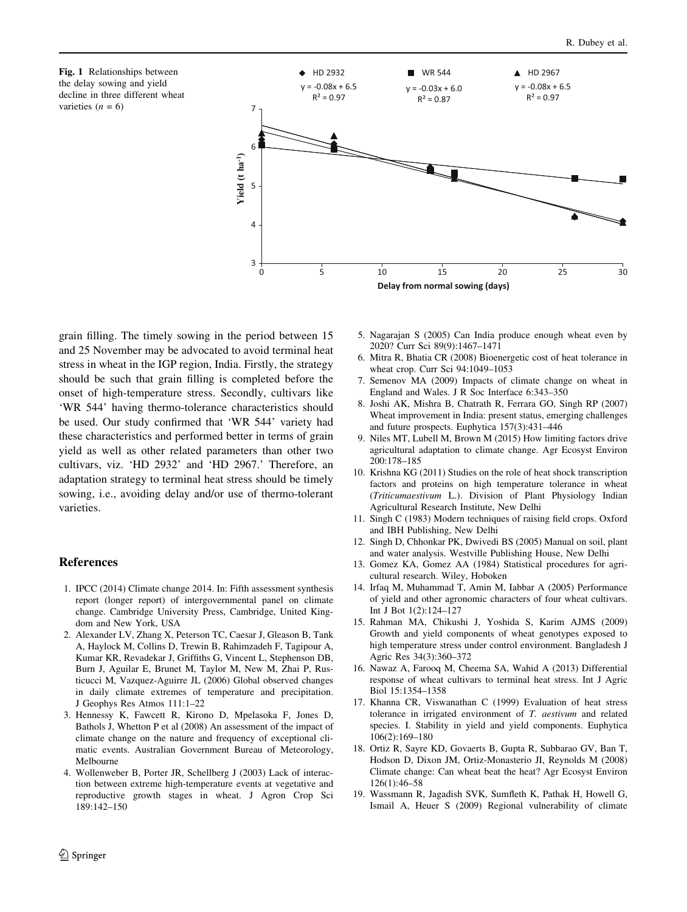**Fig. 1** Relationships between the delay sowing and yield decline in three different wheat varieties ($n = 6$)

grain filling. The timely sowing in the period between 15 and 25 November may be advocated to avoid terminal heat stress in wheat in the IGP region, India. Firstly, the strategy should be such that grain filling is completed before the onset of high-temperature stress. Secondly, cultivars like 'WR 544' having thermo-tolerance characteristics should be used. Our study confirmed that 'WR 544' variety had these characteristics and performed better in terms of grain yield as well as other related parameters than other two cultivars, viz. 'HD 2932' and 'HD 2967.' Therefore, an adaptation strategy to terminal heat stress should be timely sowing, i.e., avoiding delay and/or use of thermo-tolerant varieties.

## References

1. IPCC (2014) Climate change 2014. In: Fifth assessment synthesis report (longer report) of intergovernmental panel on climate change. Cambridge University Press, Cambridge, United Kingdom and New York, USA
2. Alexander LV, Zhang X, Peterson TC, Caesar J, Gleason B, Tank A, Haylock M, Collins D, Trewin B, Rahimzadeh F, Tagipour A, Kumar KR, Revadekar J, Griffiths G, Vincent L, Stephenson DB, Burn J, Aguilar E, Brunet M, Taylor M, New M, Zhai P, Rusticucci M, Vazquez-Aguirre JL (2006) Global observed changes in daily climate extremes of temperature and precipitation. J Geophys Res Atmos 111:1–22
3. Hennessy K, Fawcett R, Kirono D, Mpelasoka F, Jones D, Bathols J, Whetton P et al (2008) An assessment of the impact of climate change on the nature and frequency of exceptional climatic events. Australian Government Bureau of Meteorology, Melbourne
4. Wollenweber B, Porter JR, Schellberg J (2003) Lack of interaction between extreme high-temperature events at vegetative and reproductive growth stages in wheat. J Agron Crop Sci 189:142–150
5. Nagarajan S (2005) Can India produce enough wheat even by 2020? Curr Sci 89(9):1467–1471
6. Mitra R, Bhatia CR (2008) Bioenergetic cost of heat tolerance in wheat crop. Curr Sci 94:1049–1053
7. Semenov MA (2009) Impacts of climate change on wheat in England and Wales. J R Soc Interface 6:343–350
8. Joshi AK, Mishra B, Chatrath R, Ferrara GO, Singh RP (2007) Wheat improvement in India: present status, emerging challenges and future prospects. Euphytica 157(3):431–446
9. Niles MT, Lubell M, Brown M (2015) How limiting factors drive agricultural adaptation to climate change. Agr Ecosyst Environ 200:178–185
10. Krishna KG (2011) Studies on the role of heat shock transcription factors and proteins on high temperature tolerance in wheat (*Triticumaestivum* L.). Division of Plant Physiology Indian Agricultural Research Institute, New Delhi
11. Singh C (1983) Modern techniques of raising field crops. Oxford and IBH Publishing, New Delhi
12. Singh D, Chhonkar PK, Dwivedi BS (2005) Manual on soil, plant and water analysis. Westville Publishing House, New Delhi
13. Gomez KA, Gomez AA (1984) Statistical procedures for agricultural research. Wiley, Hoboken
14. Irfaq M, Muhammad T, Amin M, Iabbar A (2005) Performance of yield and other agronomic characters of four wheat cultivars. Int J Bot 1(2):124–127
15. Rahman MA, Chikushi J, Yoshida S, Karim AJMS (2009) Growth and yield components of wheat genotypes exposed to high temperature stress under control environment. Bangladesh J Agric Res 34(3):360–372
16. Nawaz A, Farooq M, Cheema SA, Wahid A (2013) Differential response of wheat cultivars to terminal heat stress. Int J Agric Biol 15:1354–1358
17. Khanna CR, Viswanathan C (1999) Evaluation of heat stress tolerance in irrigated environment of *T. aestivum* and related species. I. Stability in yield and yield components. Euphytica 106(2):169–180
18. Ortiz R, Sayre KD, Govaerts B, Gupta R, Subbarao GV, Ban T, Hodson D, Dixon JM, Ortiz-Monasterio JI, Reynolds M (2008) Climate change: Can wheat beat the heat? Agr Ecosyst Environ 126(1):46–58
19. Wassmann R, Jagadish SVK, Sumfleth K, Pathak H, Howell G, Ismail A, Heuer S (2009) Regional vulnerability of climate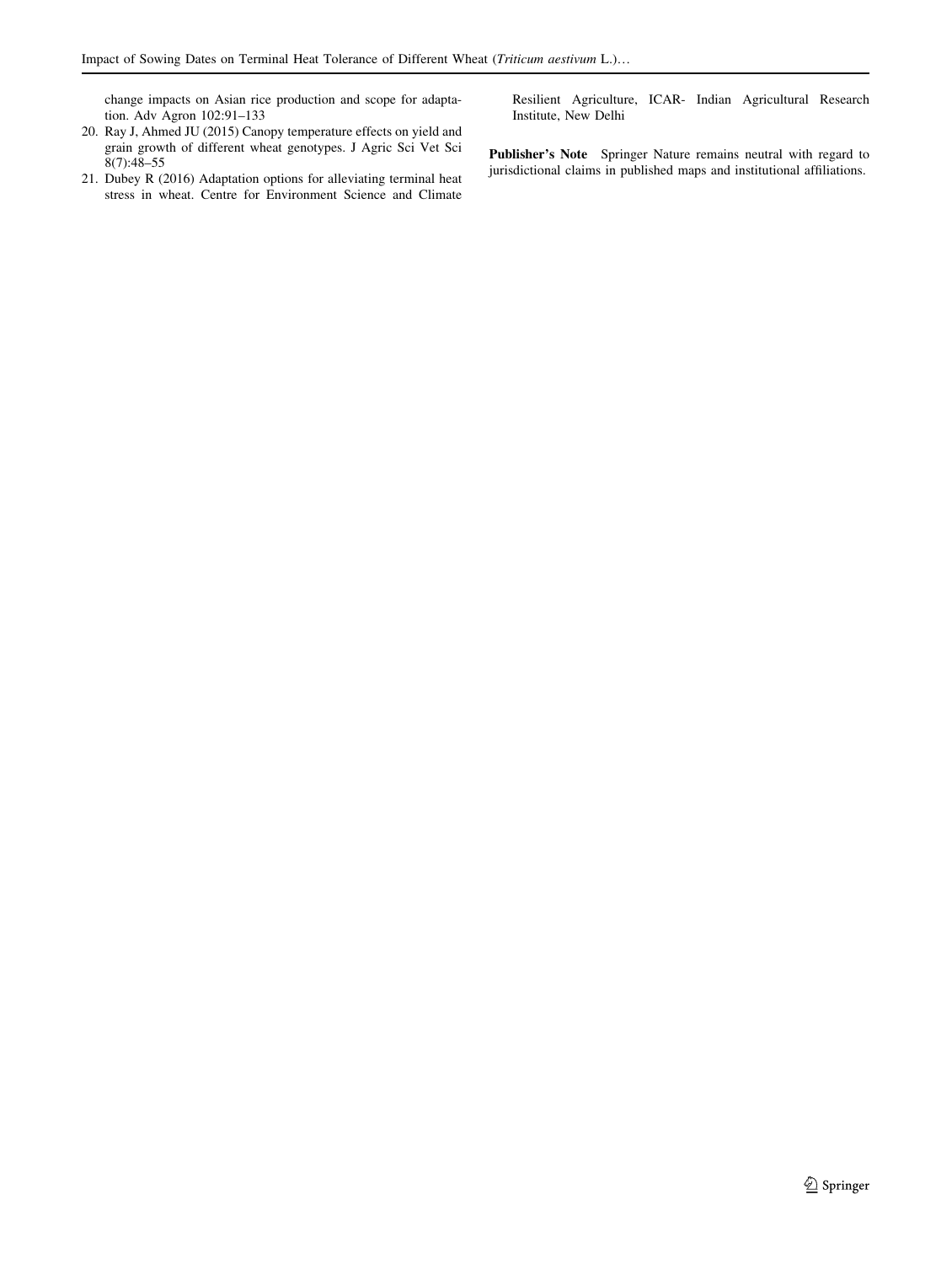change impacts on Asian rice production and scope for adaptation. Adv Agron 102:91–133

20. Ray J, Ahmed JU (2015) Canopy temperature effects on yield and grain growth of different wheat genotypes. J Agric Sci Vet Sci 8(7):48–55
21. Dubey R (2016) Adaptation options for alleviating terminal heat stress in wheat. Centre for Environment Science and Climate Resilient Agriculture, ICAR- Indian Agricultural Research Institute, New Delhi

**Publisher's Note** Springer Nature remains neutral with regard to jurisdictional claims in published maps and institutional affiliations.